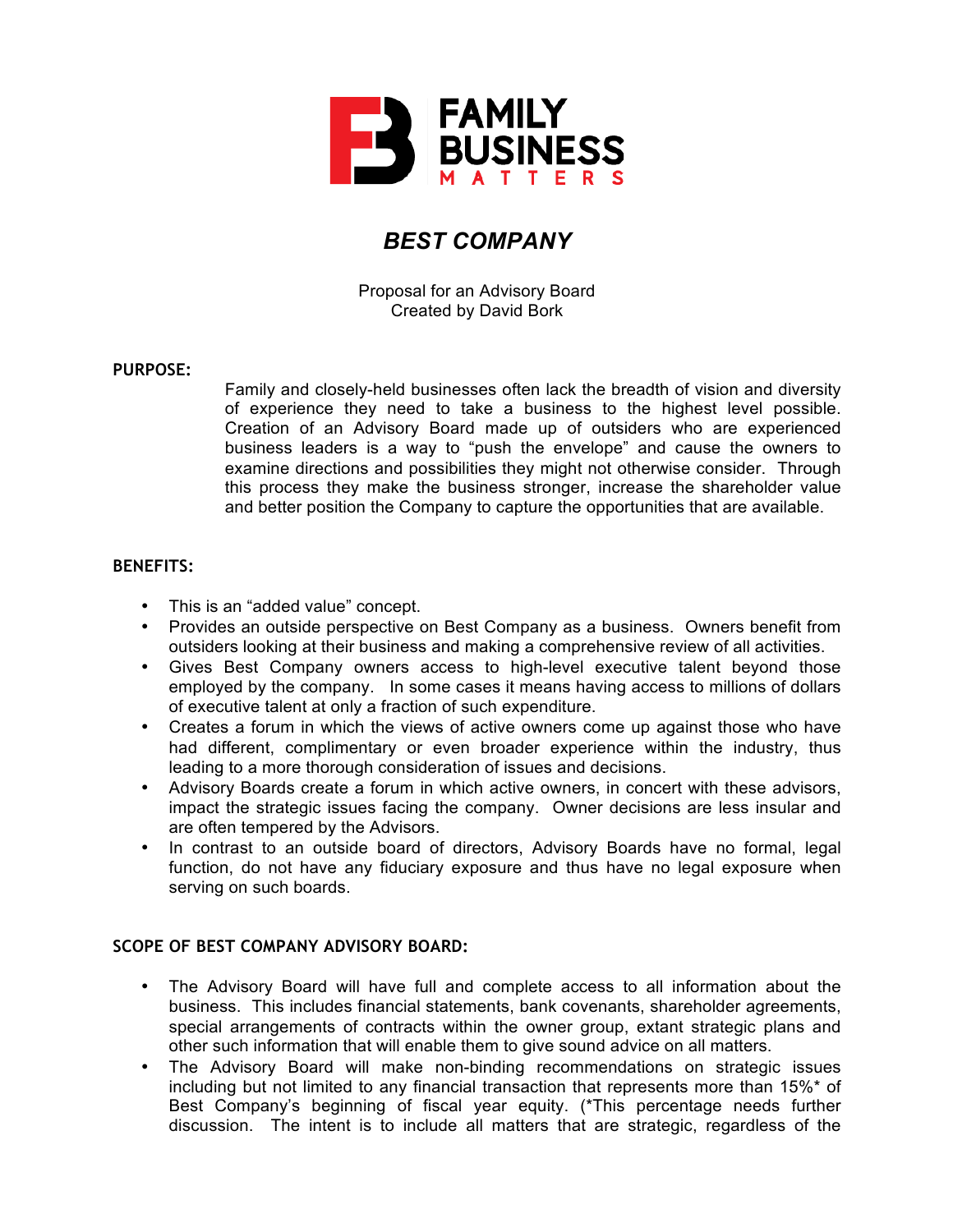# *BEST COMPANY*

Proposal for an Advisory Board
Created by David Bork

**PURPOSE:**

Family and closely-held businesses often lack the breadth of vision and diversity of experience they need to take a business to the highest level possible. Creation of an Advisory Board made up of outsiders who are experienced business leaders is a way to "push the envelope" and cause the owners to examine directions and possibilities they might not otherwise consider. Through this process they make the business stronger, increase the shareholder value and better position the Company to capture the opportunities that are available.

**BENEFITS:**

- This is an "added value" concept.
- Provides an outside perspective on Best Company as a business. Owners benefit from outsiders looking at their business and making a comprehensive review of all activities.
- Gives Best Company owners access to high-level executive talent beyond those employed by the company. In some cases it means having access to millions of dollars of executive talent at only a fraction of such expenditure.
- Creates a forum in which the views of active owners come up against those who have had different, complimentary or even broader experience within the industry, thus leading to a more thorough consideration of issues and decisions.
- Advisory Boards create a forum in which active owners, in concert with these advisors, impact the strategic issues facing the company. Owner decisions are less insular and are often tempered by the Advisors.
- In contrast to an outside board of directors, Advisory Boards have no formal, legal function, do not have any fiduciary exposure and thus have no legal exposure when serving on such boards.

**SCOPE OF BEST COMPANY ADVISORY BOARD:**

- The Advisory Board will have full and complete access to all information about the business. This includes financial statements, bank covenants, shareholder agreements, special arrangements of contracts within the owner group, extant strategic plans and other such information that will enable them to give sound advice on all matters.
- The Advisory Board will make non-binding recommendations on strategic issues including but not limited to any financial transaction that represents more than 15%* of Best Company's beginning of fiscal year equity. (*This percentage needs further discussion. The intent is to include all matters that are strategic, regardless of the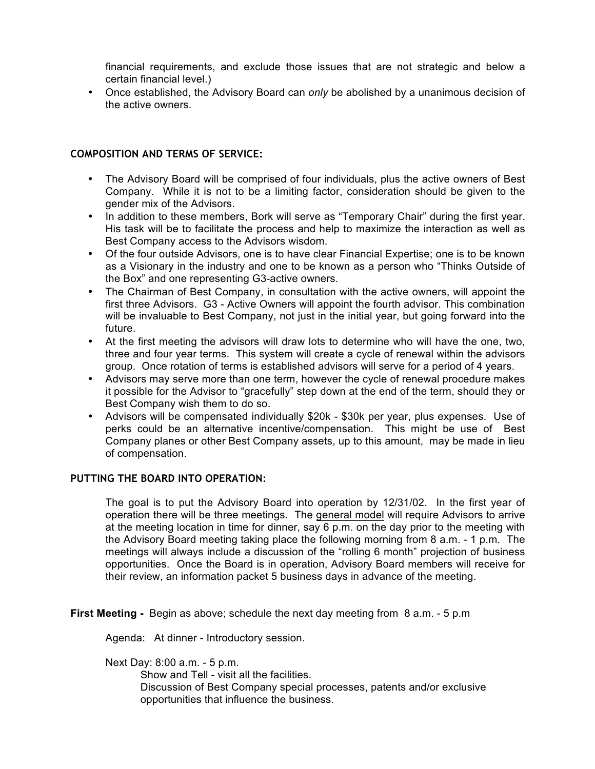financial requirements, and exclude those issues that are not strategic and below a certain financial level.)

- Once established, the Advisory Board can *only* be abolished by a unanimous decision of the active owners.

## COMPOSITION AND TERMS OF SERVICE:

- The Advisory Board will be comprised of four individuals, plus the active owners of Best Company. While it is not to be a limiting factor, consideration should be given to the gender mix of the Advisors.
- In addition to these members, Bork will serve as "Temporary Chair" during the first year. His task will be to facilitate the process and help to maximize the interaction as well as Best Company access to the Advisors wisdom.
- Of the four outside Advisors, one is to have clear Financial Expertise; one is to be known as a Visionary in the industry and one to be known as a person who "Thinks Outside of the Box" and one representing G3-active owners.
- The Chairman of Best Company, in consultation with the active owners, will appoint the first three Advisors. G3 - Active Owners will appoint the fourth advisor. This combination will be invaluable to Best Company, not just in the initial year, but going forward into the future.
- At the first meeting the advisors will draw lots to determine who will have the one, two, three and four year terms. This system will create a cycle of renewal within the advisors group. Once rotation of terms is established advisors will serve for a period of 4 years.
- Advisors may serve more than one term, however the cycle of renewal procedure makes it possible for the Advisor to "gracefully" step down at the end of the term, should they or Best Company wish them to do so.
- Advisors will be compensated individually \$20k - \$30k per year, plus expenses. Use of perks could be an alternative incentive/compensation. This might be use of Best Company planes or other Best Company assets, up to this amount, may be made in lieu of compensation.

## PUTTING THE BOARD INTO OPERATION:

The goal is to put the Advisory Board into operation by 12/31/02. In the first year of operation there will be three meetings. The <u>general model</u> will require Advisors to arrive at the meeting location in time for dinner, say 6 p.m. on the day prior to the meeting with the Advisory Board meeting taking place the following morning from 8 a.m. - 1 p.m. The meetings will always include a discussion of the "rolling 6 month" projection of business opportunities. Once the Board is in operation, Advisory Board members will receive for their review, an information packet 5 business days in advance of the meeting.

**First Meeting -** Begin as above; schedule the next day meeting from 8 a.m. - 5 p.m

Agenda: At dinner - Introductory session.

Next Day: 8:00 a.m. - 5 p.m.

Show and Tell - visit all the facilities.

Discussion of Best Company special processes, patents and/or exclusive opportunities that influence the business.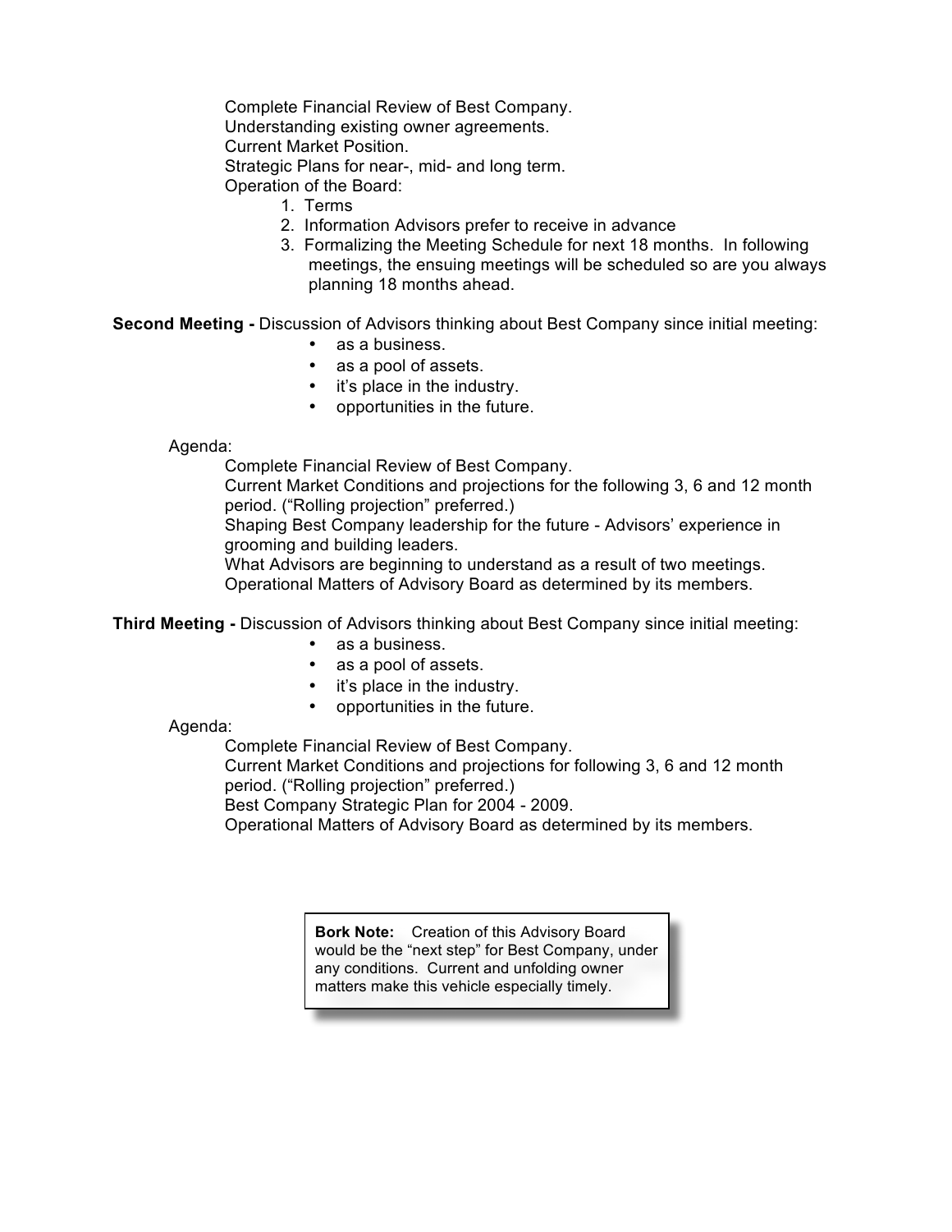Complete Financial Review of Best Company.
Understanding existing owner agreements.
Current Market Position.
Strategic Plans for near-, mid- and long term.
Operation of the Board:

1. Terms
2. Information Advisors prefer to receive in advance
3. Formalizing the Meeting Schedule for next 18 months. In following meetings, the ensuing meetings will be scheduled so are you always planning 18 months ahead.

**Second Meeting -** Discussion of Advisors thinking about Best Company since initial meeting:

- as a business.
- as a pool of assets.
- it's place in the industry.
- opportunities in the future.

Agenda:

Complete Financial Review of Best Company.
Current Market Conditions and projections for the following 3, 6 and 12 month period. ("Rolling projection" preferred.)
Shaping Best Company leadership for the future - Advisors' experience in grooming and building leaders.
What Advisors are beginning to understand as a result of two meetings.
Operational Matters of Advisory Board as determined by its members.

**Third Meeting -** Discussion of Advisors thinking about Best Company since initial meeting:

- as a business.
- as a pool of assets.
- it's place in the industry.
- opportunities in the future.

Agenda:

Complete Financial Review of Best Company.
Current Market Conditions and projections for following 3, 6 and 12 month period. ("Rolling projection" preferred.)
Best Company Strategic Plan for 2004 - 2009.
Operational Matters of Advisory Board as determined by its members.

**Bork Note:** Creation of this Advisory Board would be the "next step" for Best Company, under any conditions. Current and unfolding owner matters make this vehicle especially timely.